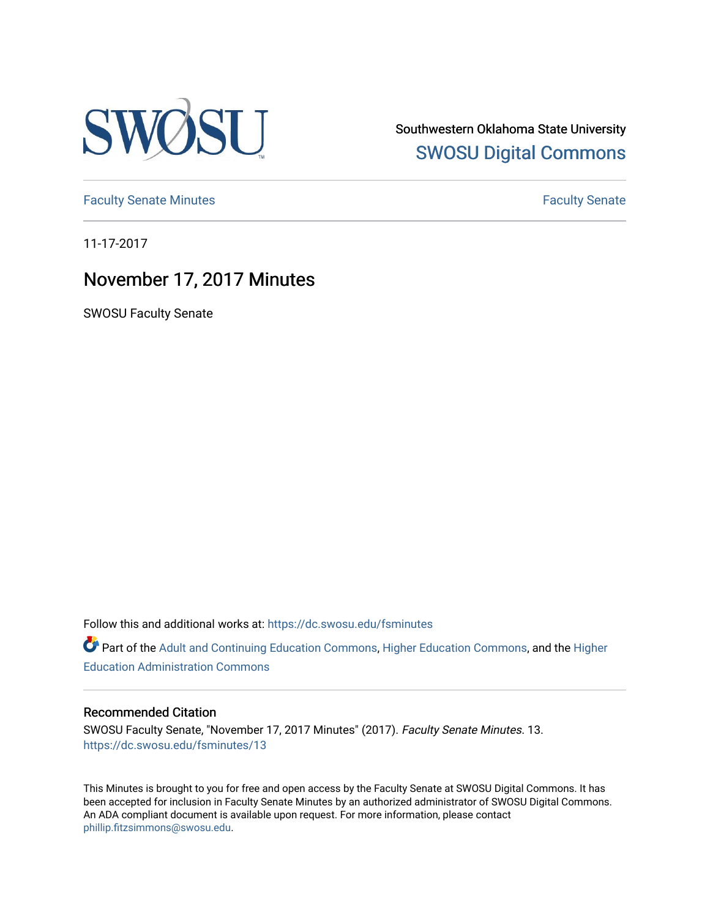Southwestern Oklahoma State University

SWOSU Digital Commons

Faculty Senate Minutes

Faculty Senate

11-17-2017

# November 17, 2017 Minutes

SWOSU Faculty Senate

Follow this and additional works at: https://dc.swosu.edu/fsminutes

Part of the Adult and Continuing Education Commons, Higher Education Commons, and the Higher Education Administration Commons

## Recommended Citation

SWOSU Faculty Senate, "November 17, 2017 Minutes" (2017). *Faculty Senate Minutes*. 13.
https://dc.swosu.edu/fsminutes/13

This Minutes is brought to you for free and open access by the Faculty Senate at SWOSU Digital Commons. It has been accepted for inclusion in Faculty Senate Minutes by an authorized administrator of SWOSU Digital Commons. An ADA compliant document is available upon request. For more information, please contact phillip.fitzsimmons@swosu.edu.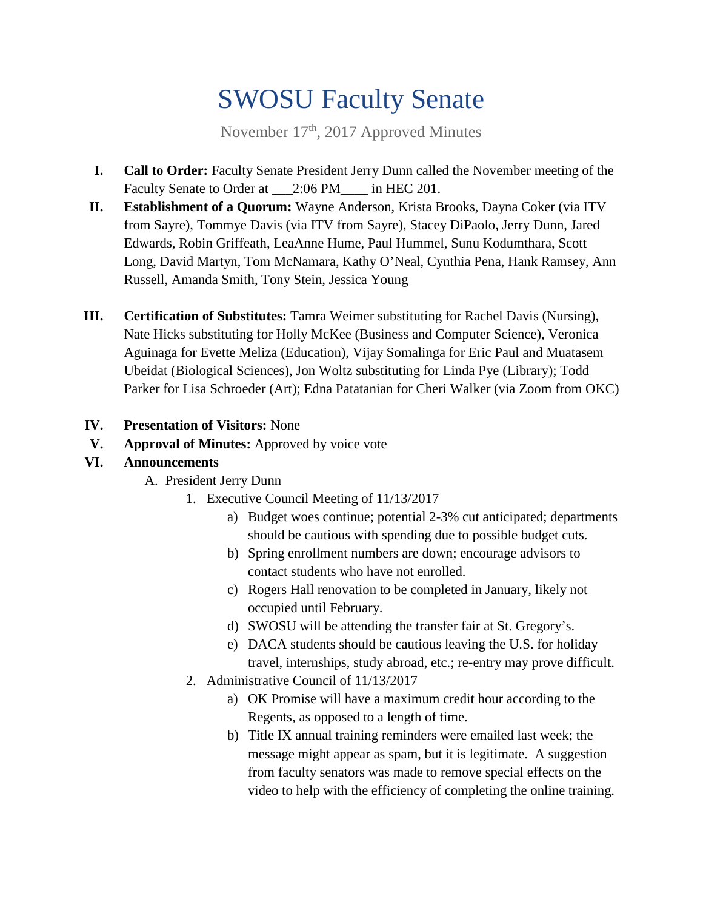# SWOSU Faculty Senate

November 17th, 2017 Approved Minutes

I. **Call to Order:** Faculty Senate President Jerry Dunn called the November meeting of the Faculty Senate to Order at ___2:06 PM____ in HEC 201.

II. **Establishment of a Quorum:** Wayne Anderson, Krista Brooks, Dayna Coker (via ITV from Sayre), Tommye Davis (via ITV from Sayre), Stacey DiPaolo, Jerry Dunn, Jared Edwards, Robin Griffeath, LeaAnne Hume, Paul Hummel, Sunu Kodumthara, Scott Long, David Martyn, Tom McNamara, Kathy O'Neal, Cynthia Pena, Hank Ramsey, Ann Russell, Amanda Smith, Tony Stein, Jessica Young

III. **Certification of Substitutes:** Tamra Weimer substituting for Rachel Davis (Nursing), Nate Hicks substituting for Holly McKee (Business and Computer Science), Veronica Aguinaga for Evette Meliza (Education), Vijay Somalinga for Eric Paul and Muatasem Ubeidat (Biological Sciences), Jon Woltz substituting for Linda Pye (Library); Todd Parker for Lisa Schroeder (Art); Edna Patatanian for Cheri Walker (via Zoom from OKC)

IV. **Presentation of Visitors:** None

V. **Approval of Minutes:** Approved by voice vote

VI. **Announcements**

   A. President Jerry Dunn

      1. Executive Council Meeting of 11/13/2017

         a) Budget woes continue; potential 2-3% cut anticipated; departments should be cautious with spending due to possible budget cuts.

         b) Spring enrollment numbers are down; encourage advisors to contact students who have not enrolled.

         c) Rogers Hall renovation to be completed in January, likely not occupied until February.

         d) SWOSU will be attending the transfer fair at St. Gregory's.

         e) DACA students should be cautious leaving the U.S. for holiday travel, internships, study abroad, etc.; re-entry may prove difficult.

      2. Administrative Council of 11/13/2017

         a) OK Promise will have a maximum credit hour according to the Regents, as opposed to a length of time.

         b) Title IX annual training reminders were emailed last week; the message might appear as spam, but it is legitimate. A suggestion from faculty senators was made to remove special effects on the video to help with the efficiency of completing the online training.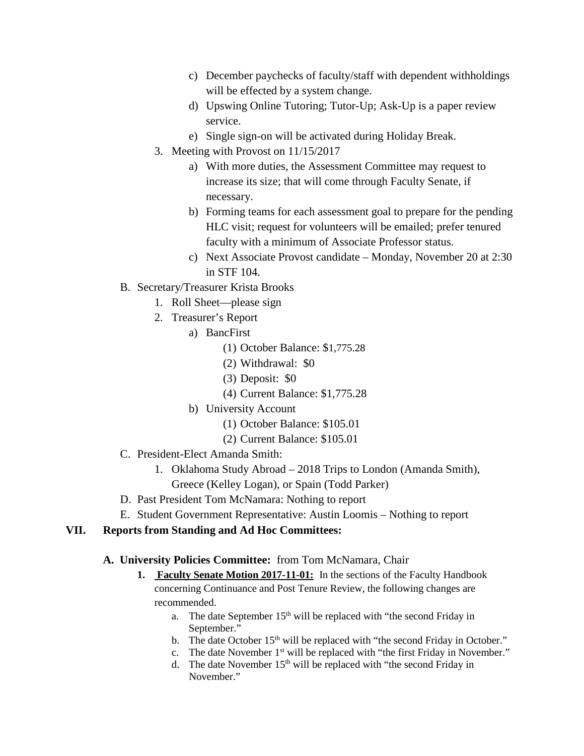c) December paychecks of faculty/staff with dependent withholdings will be effected by a system change.

d) Upswing Online Tutoring; Tutor-Up; Ask-Up is a paper review service.

e) Single sign-on will be activated during Holiday Break.

3. Meeting with Provost on 11/15/2017

   a) With more duties, the Assessment Committee may request to increase its size; that will come through Faculty Senate, if necessary.

   b) Forming teams for each assessment goal to prepare for the pending HLC visit; request for volunteers will be emailed; prefer tenured faculty with a minimum of Associate Professor status.

   c) Next Associate Provost candidate – Monday, November 20 at 2:30 in STF 104.

B. Secretary/Treasurer Krista Brooks

   1. Roll Sheet—please sign

   2. Treasurer's Report

      a) BancFirst

         (1) October Balance: $1,775.28

         (2) Withdrawal: $0

         (3) Deposit: $0

         (4) Current Balance: $1,775.28

      b) University Account

         (1) October Balance: $105.01

         (2) Current Balance: $105.01

C. President-Elect Amanda Smith:

   1. Oklahoma Study Abroad – 2018 Trips to London (Amanda Smith), Greece (Kelley Logan), or Spain (Todd Parker)

D. Past President Tom McNamara: Nothing to report

E. Student Government Representative: Austin Loomis – Nothing to report

## VII. Reports from Standing and Ad Hoc Committees:

**A. University Policies Committee:** from Tom McNamara, Chair

1. **Faculty Senate Motion 2017-11-01:** In the sections of the Faculty Handbook concerning Continuance and Post Tenure Review, the following changes are recommended.

   a. The date September 15th will be replaced with "the second Friday in September."

   b. The date October 15th will be replaced with "the second Friday in October."

   c. The date November 1st will be replaced with "the first Friday in November."

   d. The date November 15th will be replaced with "the second Friday in November."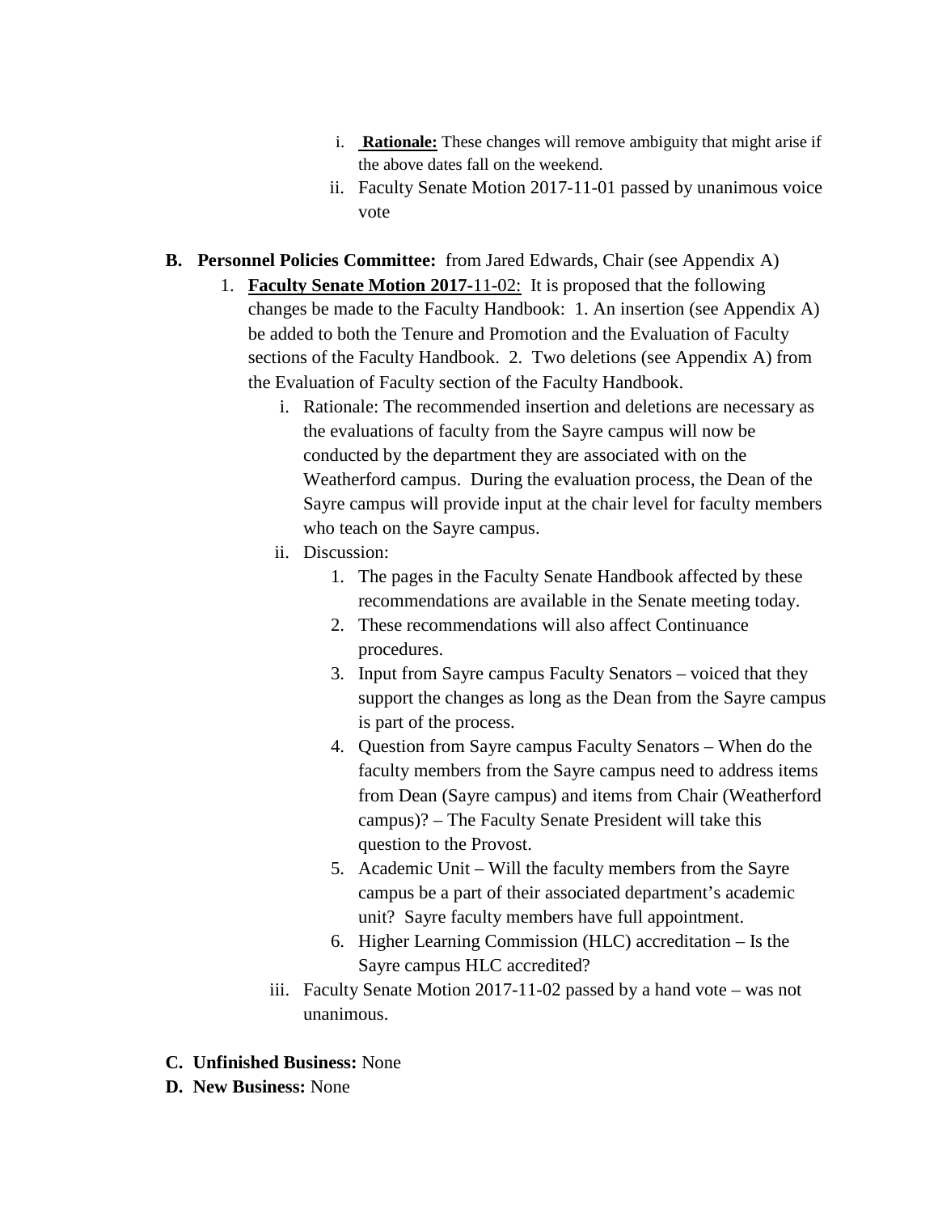i. **Rationale:** These changes will remove ambiguity that might arise if the above dates fall on the weekend.
   ii. Faculty Senate Motion 2017-11-01 passed by unanimous voice vote

**B. Personnel Policies Committee:** from Jared Edwards, Chair (see Appendix A)

1. **Faculty Senate Motion 2017-**11-02: It is proposed that the following changes be made to the Faculty Handbook: 1. An insertion (see Appendix A) be added to both the Tenure and Promotion and the Evaluation of Faculty sections of the Faculty Handbook. 2. Two deletions (see Appendix A) from the Evaluation of Faculty section of the Faculty Handbook.
   i. Rationale: The recommended insertion and deletions are necessary as the evaluations of faculty from the Sayre campus will now be conducted by the department they are associated with on the Weatherford campus. During the evaluation process, the Dean of the Sayre campus will provide input at the chair level for faculty members who teach on the Sayre campus.
   ii. Discussion:
      1. The pages in the Faculty Senate Handbook affected by these recommendations are available in the Senate meeting today.
      2. These recommendations will also affect Continuance procedures.
      3. Input from Sayre campus Faculty Senators – voiced that they support the changes as long as the Dean from the Sayre campus is part of the process.
      4. Question from Sayre campus Faculty Senators – When do the faculty members from the Sayre campus need to address items from Dean (Sayre campus) and items from Chair (Weatherford campus)? – The Faculty Senate President will take this question to the Provost.
      5. Academic Unit – Will the faculty members from the Sayre campus be a part of their associated department's academic unit? Sayre faculty members have full appointment.
      6. Higher Learning Commission (HLC) accreditation – Is the Sayre campus HLC accredited?
   iii. Faculty Senate Motion 2017-11-02 passed by a hand vote – was not unanimous.

**C. Unfinished Business:** None

**D. New Business:** None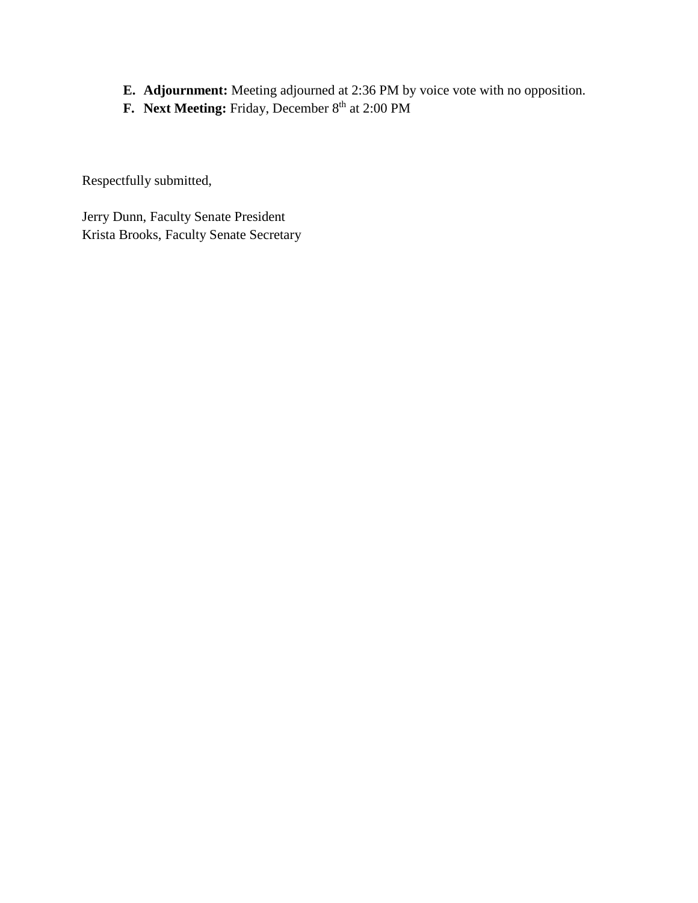E. **Adjournment:** Meeting adjourned at 2:36 PM by voice vote with no opposition.
F. **Next Meeting:** Friday, December 8th at 2:00 PM

Respectfully submitted,

Jerry Dunn, Faculty Senate President
Krista Brooks, Faculty Senate Secretary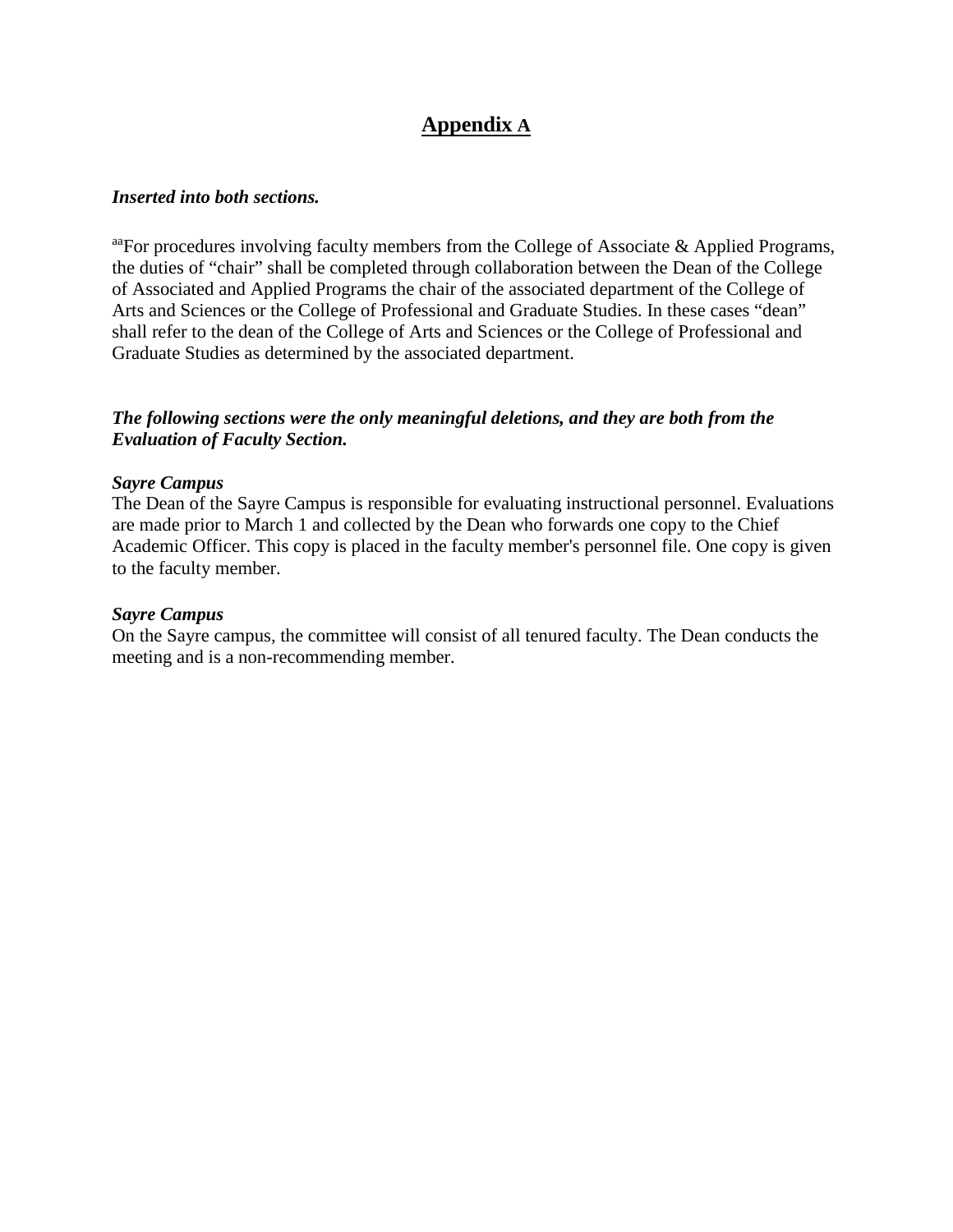# Appendix A

***Inserted into both sections.***

[aa]For procedures involving faculty members from the College of Associate & Applied Programs, the duties of "chair" shall be completed through collaboration between the Dean of the College of Associated and Applied Programs the chair of the associated department of the College of Arts and Sciences or the College of Professional and Graduate Studies. In these cases "dean" shall refer to the dean of the College of Arts and Sciences or the College of Professional and Graduate Studies as determined by the associated department.

***The following sections were the only meaningful deletions, and they are both from the Evaluation of Faculty Section.***

***Sayre Campus***
The Dean of the Sayre Campus is responsible for evaluating instructional personnel. Evaluations are made prior to March 1 and collected by the Dean who forwards one copy to the Chief Academic Officer. This copy is placed in the faculty member's personnel file. One copy is given to the faculty member.

***Sayre Campus***
On the Sayre campus, the committee will consist of all tenured faculty. The Dean conducts the meeting and is a non-recommending member.